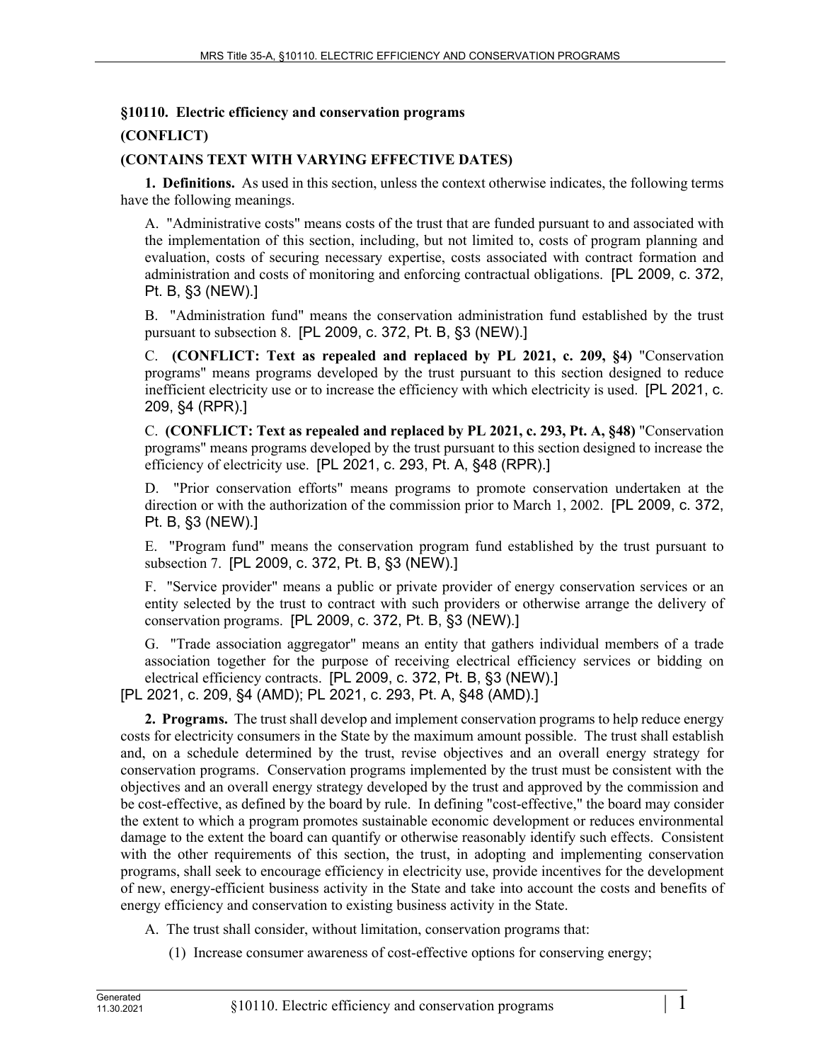## §10110. Electric efficiency and conservation programs

**(CONFLICT)**

**(CONTAINS TEXT WITH VARYING EFFECTIVE DATES)**

**1. Definitions.** As used in this section, unless the context otherwise indicates, the following terms have the following meanings.

A. "Administrative costs" means costs of the trust that are funded pursuant to and associated with the implementation of this section, including, but not limited to, costs of program planning and evaluation, costs of securing necessary expertise, costs associated with contract formation and administration and costs of monitoring and enforcing contractual obligations. [PL 2009, c. 372, Pt. B, §3 (NEW).]

B. "Administration fund" means the conservation administration fund established by the trust pursuant to subsection 8. [PL 2009, c. 372, Pt. B, §3 (NEW).]

C. **(CONFLICT: Text as repealed and replaced by PL 2021, c. 209, §4)** "Conservation programs" means programs developed by the trust pursuant to this section designed to reduce inefficient electricity use or to increase the efficiency with which electricity is used. [PL 2021, c. 209, §4 (RPR).]

C. **(CONFLICT: Text as repealed and replaced by PL 2021, c. 293, Pt. A, §48)** "Conservation programs" means programs developed by the trust pursuant to this section designed to increase the efficiency of electricity use. [PL 2021, c. 293, Pt. A, §48 (RPR).]

D. "Prior conservation efforts" means programs to promote conservation undertaken at the direction or with the authorization of the commission prior to March 1, 2002. [PL 2009, c. 372, Pt. B, §3 (NEW).]

E. "Program fund" means the conservation program fund established by the trust pursuant to subsection 7. [PL 2009, c. 372, Pt. B, §3 (NEW).]

F. "Service provider" means a public or private provider of energy conservation services or an entity selected by the trust to contract with such providers or otherwise arrange the delivery of conservation programs. [PL 2009, c. 372, Pt. B, §3 (NEW).]

G. "Trade association aggregator" means an entity that gathers individual members of a trade association together for the purpose of receiving electrical efficiency services or bidding on electrical efficiency contracts. [PL 2009, c. 372, Pt. B, §3 (NEW).]

[PL 2021, c. 209, §4 (AMD); PL 2021, c. 293, Pt. A, §48 (AMD).]

**2. Programs.** The trust shall develop and implement conservation programs to help reduce energy costs for electricity consumers in the State by the maximum amount possible. The trust shall establish and, on a schedule determined by the trust, revise objectives and an overall energy strategy for conservation programs. Conservation programs implemented by the trust must be consistent with the objectives and an overall energy strategy developed by the trust and approved by the commission and be cost-effective, as defined by the board by rule. In defining "cost-effective," the board may consider the extent to which a program promotes sustainable economic development or reduces environmental damage to the extent the board can quantify or otherwise reasonably identify such effects. Consistent with the other requirements of this section, the trust, in adopting and implementing conservation programs, shall seek to encourage efficiency in electricity use, provide incentives for the development of new, energy-efficient business activity in the State and take into account the costs and benefits of energy efficiency and conservation to existing business activity in the State.

A. The trust shall consider, without limitation, conservation programs that:

(1) Increase consumer awareness of cost-effective options for conserving energy;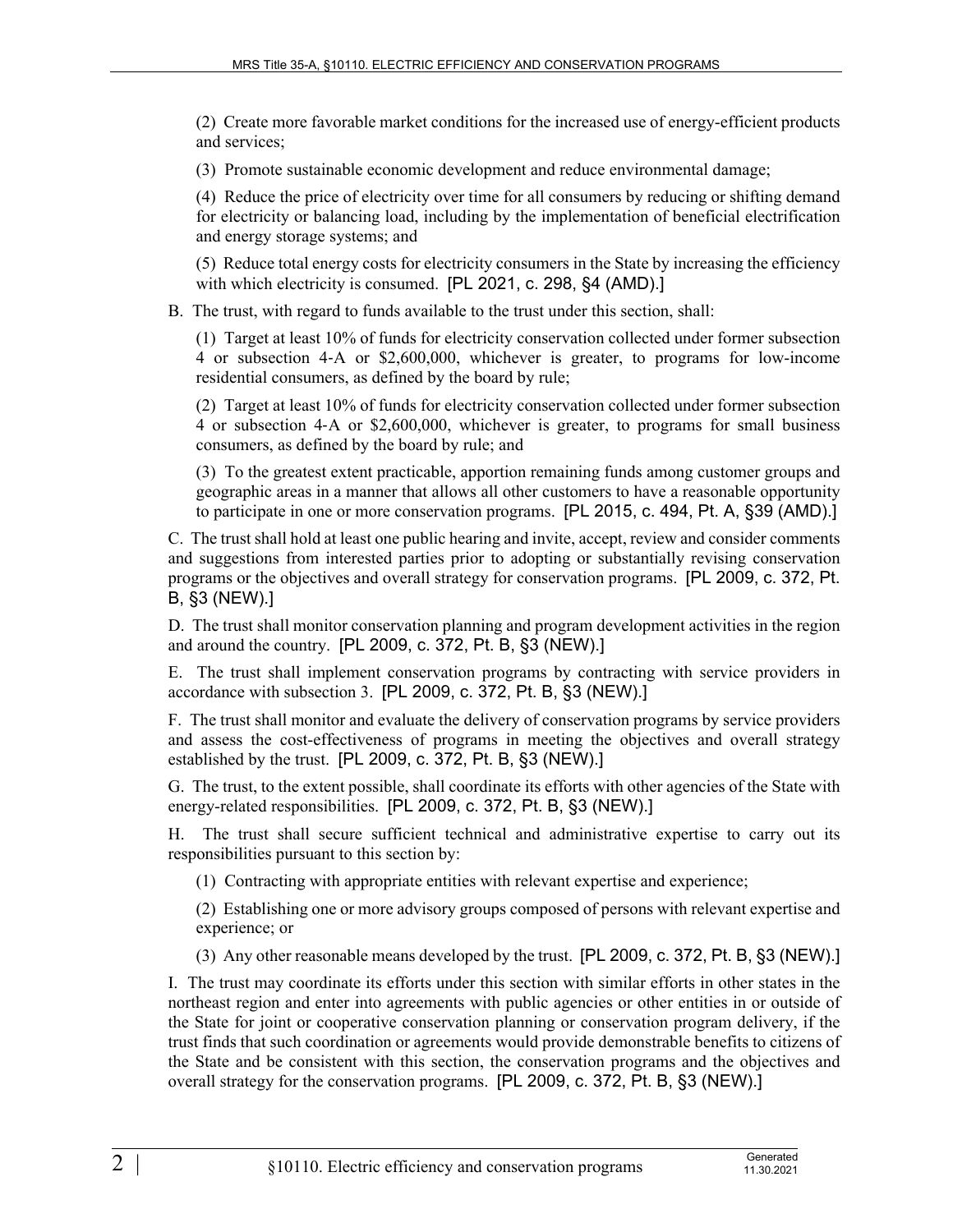(2) Create more favorable market conditions for the increased use of energy-efficient products and services;

(3) Promote sustainable economic development and reduce environmental damage;

(4) Reduce the price of electricity over time for all consumers by reducing or shifting demand for electricity or balancing load, including by the implementation of beneficial electrification and energy storage systems; and

(5) Reduce total energy costs for electricity consumers in the State by increasing the efficiency with which electricity is consumed. [PL 2021, c. 298, §4 (AMD).]

B. The trust, with regard to funds available to the trust under this section, shall:

(1) Target at least 10% of funds for electricity conservation collected under former subsection 4 or subsection 4-A or $2,600,000, whichever is greater, to programs for low-income residential consumers, as defined by the board by rule;

(2) Target at least 10% of funds for electricity conservation collected under former subsection 4 or subsection 4-A or $2,600,000, whichever is greater, to programs for small business consumers, as defined by the board by rule; and

(3) To the greatest extent practicable, apportion remaining funds among customer groups and geographic areas in a manner that allows all other customers to have a reasonable opportunity to participate in one or more conservation programs. [PL 2015, c. 494, Pt. A, §39 (AMD).]

C. The trust shall hold at least one public hearing and invite, accept, review and consider comments and suggestions from interested parties prior to adopting or substantially revising conservation programs or the objectives and overall strategy for conservation programs. [PL 2009, c. 372, Pt. B, §3 (NEW).]

D. The trust shall monitor conservation planning and program development activities in the region and around the country. [PL 2009, c. 372, Pt. B, §3 (NEW).]

E. The trust shall implement conservation programs by contracting with service providers in accordance with subsection 3. [PL 2009, c. 372, Pt. B, §3 (NEW).]

F. The trust shall monitor and evaluate the delivery of conservation programs by service providers and assess the cost-effectiveness of programs in meeting the objectives and overall strategy established by the trust. [PL 2009, c. 372, Pt. B, §3 (NEW).]

G. The trust, to the extent possible, shall coordinate its efforts with other agencies of the State with energy-related responsibilities. [PL 2009, c. 372, Pt. B, §3 (NEW).]

H. The trust shall secure sufficient technical and administrative expertise to carry out its responsibilities pursuant to this section by:

(1) Contracting with appropriate entities with relevant expertise and experience;

(2) Establishing one or more advisory groups composed of persons with relevant expertise and experience; or

(3) Any other reasonable means developed by the trust. [PL 2009, c. 372, Pt. B, §3 (NEW).]

I. The trust may coordinate its efforts under this section with similar efforts in other states in the northeast region and enter into agreements with public agencies or other entities in or outside of the State for joint or cooperative conservation planning or conservation program delivery, if the trust finds that such coordination or agreements would provide demonstrable benefits to citizens of the State and be consistent with this section, the conservation programs and the objectives and overall strategy for the conservation programs. [PL 2009, c. 372, Pt. B, §3 (NEW).]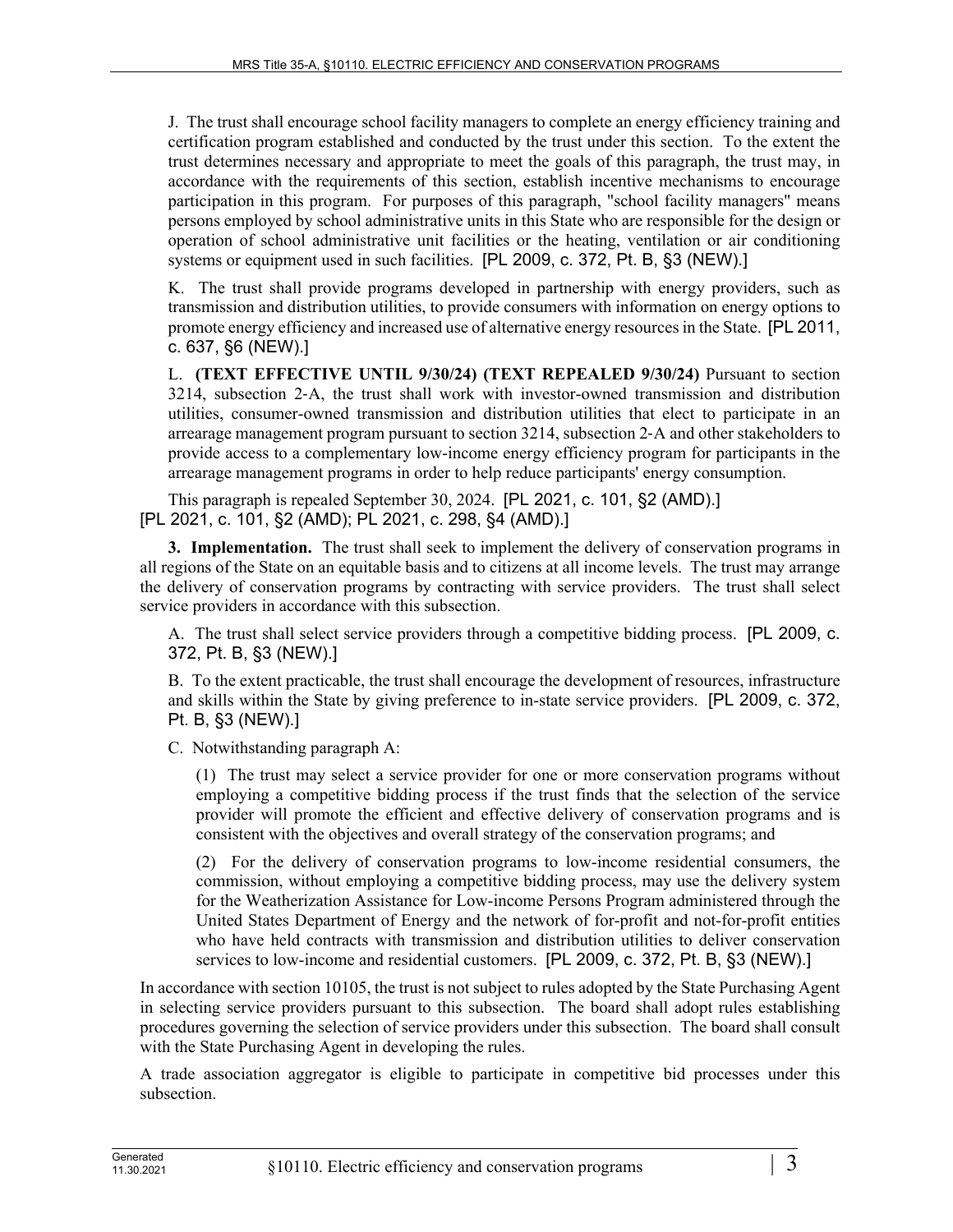J. The trust shall encourage school facility managers to complete an energy efficiency training and certification program established and conducted by the trust under this section. To the extent the trust determines necessary and appropriate to meet the goals of this paragraph, the trust may, in accordance with the requirements of this section, establish incentive mechanisms to encourage participation in this program. For purposes of this paragraph, "school facility managers" means persons employed by school administrative units in this State who are responsible for the design or operation of school administrative unit facilities or the heating, ventilation or air conditioning systems or equipment used in such facilities. [PL 2009, c. 372, Pt. B, §3 (NEW).]

K. The trust shall provide programs developed in partnership with energy providers, such as transmission and distribution utilities, to provide consumers with information on energy options to promote energy efficiency and increased use of alternative energy resources in the State. [PL 2011, c. 637, §6 (NEW).]

L. **(TEXT EFFECTIVE UNTIL 9/30/24) (TEXT REPEALED 9/30/24)** Pursuant to section 3214, subsection 2-A, the trust shall work with investor-owned transmission and distribution utilities, consumer-owned transmission and distribution utilities that elect to participate in an arrearage management program pursuant to section 3214, subsection 2-A and other stakeholders to provide access to a complementary low-income energy efficiency program for participants in the arrearage management programs in order to help reduce participants' energy consumption.

This paragraph is repealed September 30, 2024. [PL 2021, c. 101, §2 (AMD).]

[PL 2021, c. 101, §2 (AMD); PL 2021, c. 298, §4 (AMD).]

**3. Implementation.** The trust shall seek to implement the delivery of conservation programs in all regions of the State on an equitable basis and to citizens at all income levels. The trust may arrange the delivery of conservation programs by contracting with service providers. The trust shall select service providers in accordance with this subsection.

A. The trust shall select service providers through a competitive bidding process. [PL 2009, c. 372, Pt. B, §3 (NEW).]

B. To the extent practicable, the trust shall encourage the development of resources, infrastructure and skills within the State by giving preference to in-state service providers. [PL 2009, c. 372, Pt. B, §3 (NEW).]

C. Notwithstanding paragraph A:

(1) The trust may select a service provider for one or more conservation programs without employing a competitive bidding process if the trust finds that the selection of the service provider will promote the efficient and effective delivery of conservation programs and is consistent with the objectives and overall strategy of the conservation programs; and

(2) For the delivery of conservation programs to low-income residential consumers, the commission, without employing a competitive bidding process, may use the delivery system for the Weatherization Assistance for Low-income Persons Program administered through the United States Department of Energy and the network of for-profit and not-for-profit entities who have held contracts with transmission and distribution utilities to deliver conservation services to low-income and residential customers. [PL 2009, c. 372, Pt. B, §3 (NEW).]

In accordance with section 10105, the trust is not subject to rules adopted by the State Purchasing Agent in selecting service providers pursuant to this subsection. The board shall adopt rules establishing procedures governing the selection of service providers under this subsection. The board shall consult with the State Purchasing Agent in developing the rules.

A trade association aggregator is eligible to participate in competitive bid processes under this subsection.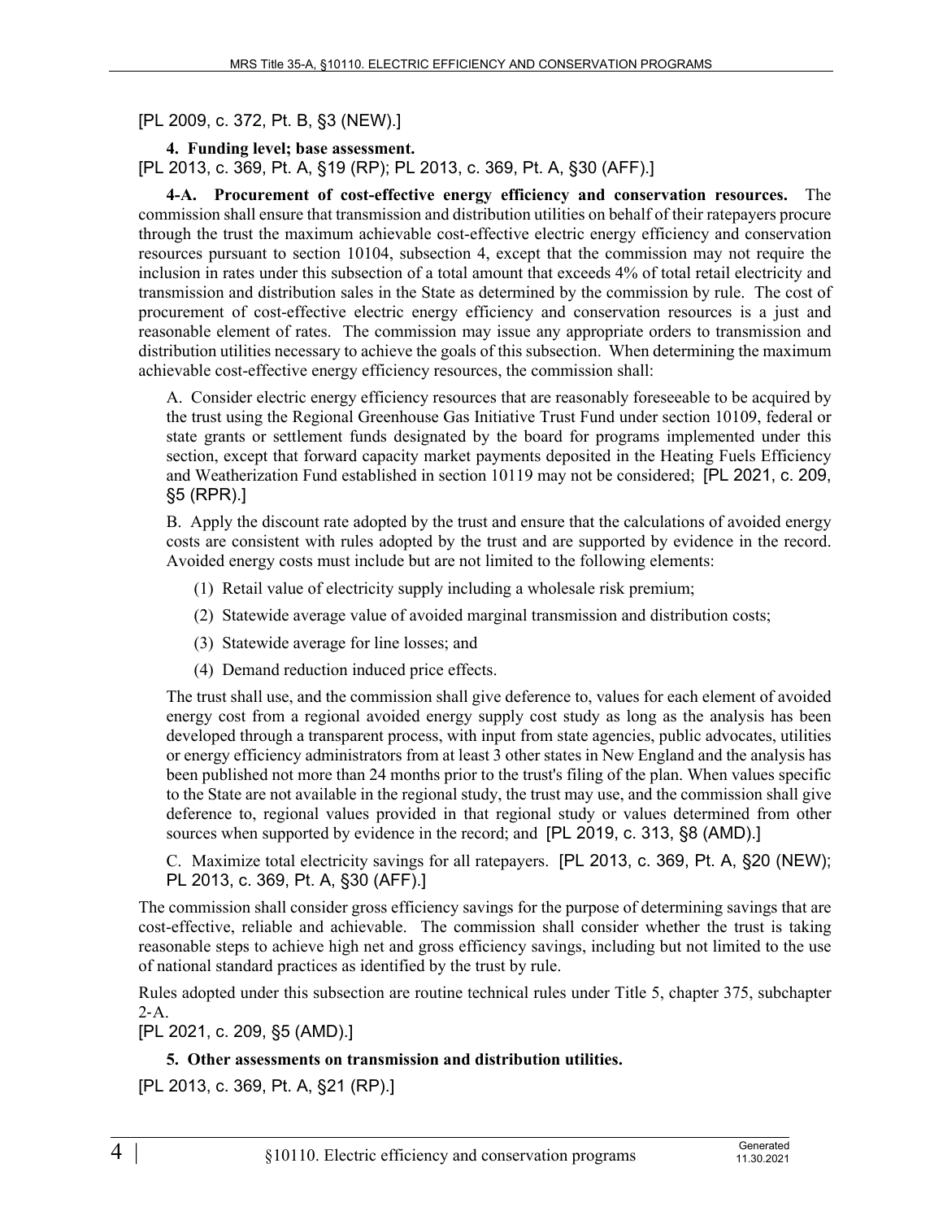[PL 2009, c. 372, Pt. B, §3 (NEW).]

**4. Funding level; base assessment.**

[PL 2013, c. 369, Pt. A, §19 (RP); PL 2013, c. 369, Pt. A, §30 (AFF).]

**4-A. Procurement of cost-effective energy efficiency and conservation resources.** The commission shall ensure that transmission and distribution utilities on behalf of their ratepayers procure through the trust the maximum achievable cost-effective electric energy efficiency and conservation resources pursuant to section 10104, subsection 4, except that the commission may not require the inclusion in rates under this subsection of a total amount that exceeds 4% of total retail electricity and transmission and distribution sales in the State as determined by the commission by rule. The cost of procurement of cost-effective electric energy efficiency and conservation resources is a just and reasonable element of rates. The commission may issue any appropriate orders to transmission and distribution utilities necessary to achieve the goals of this subsection. When determining the maximum achievable cost-effective energy efficiency resources, the commission shall:

A. Consider electric energy efficiency resources that are reasonably foreseeable to be acquired by the trust using the Regional Greenhouse Gas Initiative Trust Fund under section 10109, federal or state grants or settlement funds designated by the board for programs implemented under this section, except that forward capacity market payments deposited in the Heating Fuels Efficiency and Weatherization Fund established in section 10119 may not be considered; [PL 2021, c. 209, §5 (RPR).]

B. Apply the discount rate adopted by the trust and ensure that the calculations of avoided energy costs are consistent with rules adopted by the trust and are supported by evidence in the record. Avoided energy costs must include but are not limited to the following elements:

(1) Retail value of electricity supply including a wholesale risk premium;

(2) Statewide average value of avoided marginal transmission and distribution costs;

(3) Statewide average for line losses; and

(4) Demand reduction induced price effects.

The trust shall use, and the commission shall give deference to, values for each element of avoided energy cost from a regional avoided energy supply cost study as long as the analysis has been developed through a transparent process, with input from state agencies, public advocates, utilities or energy efficiency administrators from at least 3 other states in New England and the analysis has been published not more than 24 months prior to the trust's filing of the plan. When values specific to the State are not available in the regional study, the trust may use, and the commission shall give deference to, regional values provided in that regional study or values determined from other sources when supported by evidence in the record; and [PL 2019, c. 313, §8 (AMD).]

C. Maximize total electricity savings for all ratepayers. [PL 2013, c. 369, Pt. A, §20 (NEW); PL 2013, c. 369, Pt. A, §30 (AFF).]

The commission shall consider gross efficiency savings for the purpose of determining savings that are cost-effective, reliable and achievable. The commission shall consider whether the trust is taking reasonable steps to achieve high net and gross efficiency savings, including but not limited to the use of national standard practices as identified by the trust by rule.

Rules adopted under this subsection are routine technical rules under Title 5, chapter 375, subchapter 2-A.

[PL 2021, c. 209, §5 (AMD).]

**5. Other assessments on transmission and distribution utilities.**

[PL 2013, c. 369, Pt. A, §21 (RP).]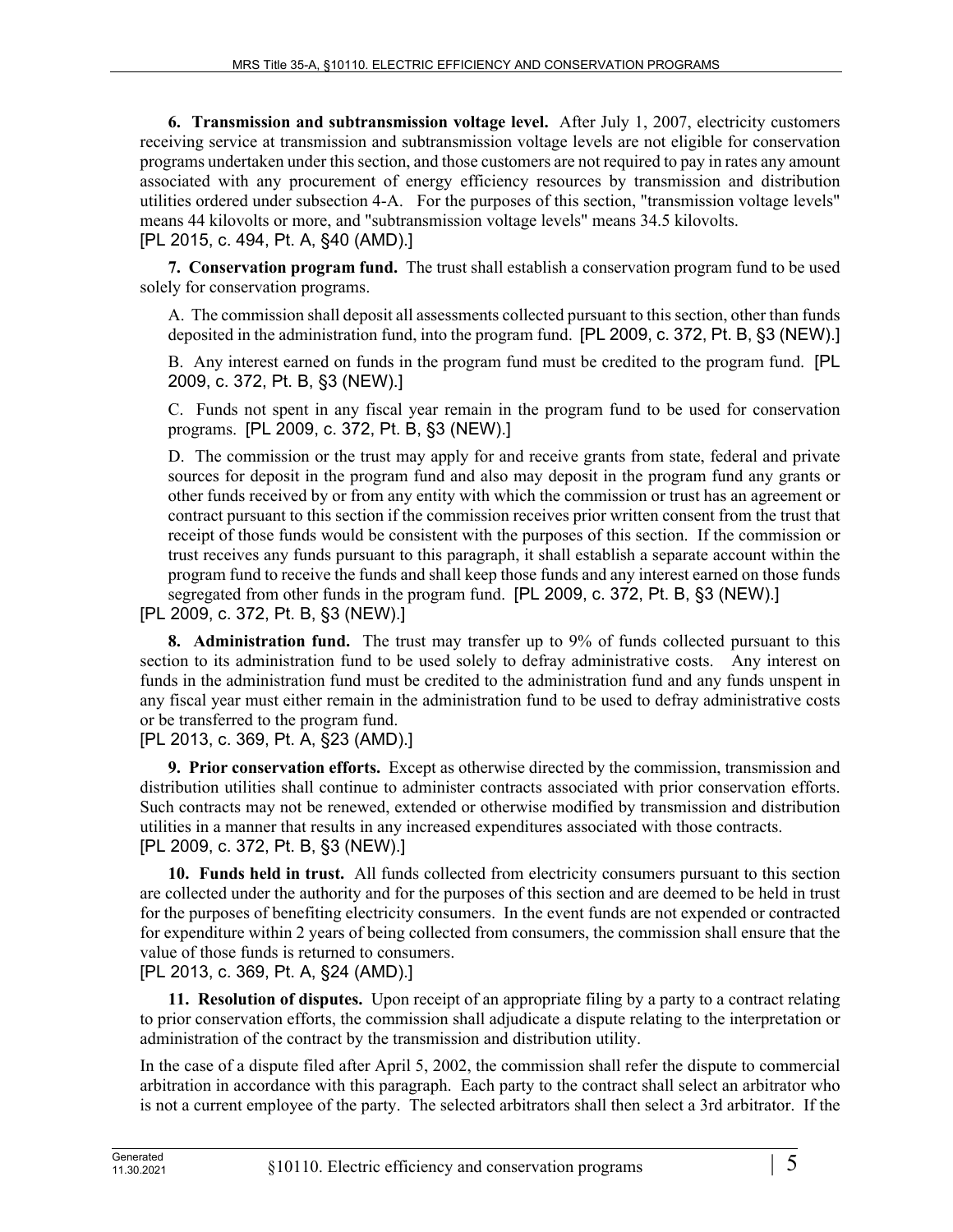**6. Transmission and subtransmission voltage level.** After July 1, 2007, electricity customers receiving service at transmission and subtransmission voltage levels are not eligible for conservation programs undertaken under this section, and those customers are not required to pay in rates any amount associated with any procurement of energy efficiency resources by transmission and distribution utilities ordered under subsection 4-A. For the purposes of this section, "transmission voltage levels" means 44 kilovolts or more, and "subtransmission voltage levels" means 34.5 kilovolts.
[PL 2015, c. 494, Pt. A, §40 (AMD).]

**7. Conservation program fund.** The trust shall establish a conservation program fund to be used solely for conservation programs.

A. The commission shall deposit all assessments collected pursuant to this section, other than funds deposited in the administration fund, into the program fund. [PL 2009, c. 372, Pt. B, §3 (NEW).]

B. Any interest earned on funds in the program fund must be credited to the program fund. [PL 2009, c. 372, Pt. B, §3 (NEW).]

C. Funds not spent in any fiscal year remain in the program fund to be used for conservation programs. [PL 2009, c. 372, Pt. B, §3 (NEW).]

D. The commission or the trust may apply for and receive grants from state, federal and private sources for deposit in the program fund and also may deposit in the program fund any grants or other funds received by or from any entity with which the commission or trust has an agreement or contract pursuant to this section if the commission receives prior written consent from the trust that receipt of those funds would be consistent with the purposes of this section. If the commission or trust receives any funds pursuant to this paragraph, it shall establish a separate account within the program fund to receive the funds and shall keep those funds and any interest earned on those funds segregated from other funds in the program fund. [PL 2009, c. 372, Pt. B, §3 (NEW).]

[PL 2009, c. 372, Pt. B, §3 (NEW).]

**8. Administration fund.** The trust may transfer up to 9% of funds collected pursuant to this section to its administration fund to be used solely to defray administrative costs. Any interest on funds in the administration fund must be credited to the administration fund and any funds unspent in any fiscal year must either remain in the administration fund to be used to defray administrative costs or be transferred to the program fund.
[PL 2013, c. 369, Pt. A, §23 (AMD).]

**9. Prior conservation efforts.** Except as otherwise directed by the commission, transmission and distribution utilities shall continue to administer contracts associated with prior conservation efforts. Such contracts may not be renewed, extended or otherwise modified by transmission and distribution utilities in a manner that results in any increased expenditures associated with those contracts.
[PL 2009, c. 372, Pt. B, §3 (NEW).]

**10. Funds held in trust.** All funds collected from electricity consumers pursuant to this section are collected under the authority and for the purposes of this section and are deemed to be held in trust for the purposes of benefiting electricity consumers. In the event funds are not expended or contracted for expenditure within 2 years of being collected from consumers, the commission shall ensure that the value of those funds is returned to consumers.
[PL 2013, c. 369, Pt. A, §24 (AMD).]

**11. Resolution of disputes.** Upon receipt of an appropriate filing by a party to a contract relating to prior conservation efforts, the commission shall adjudicate a dispute relating to the interpretation or administration of the contract by the transmission and distribution utility.

In the case of a dispute filed after April 5, 2002, the commission shall refer the dispute to commercial arbitration in accordance with this paragraph. Each party to the contract shall select an arbitrator who is not a current employee of the party. The selected arbitrators shall then select a 3rd arbitrator. If the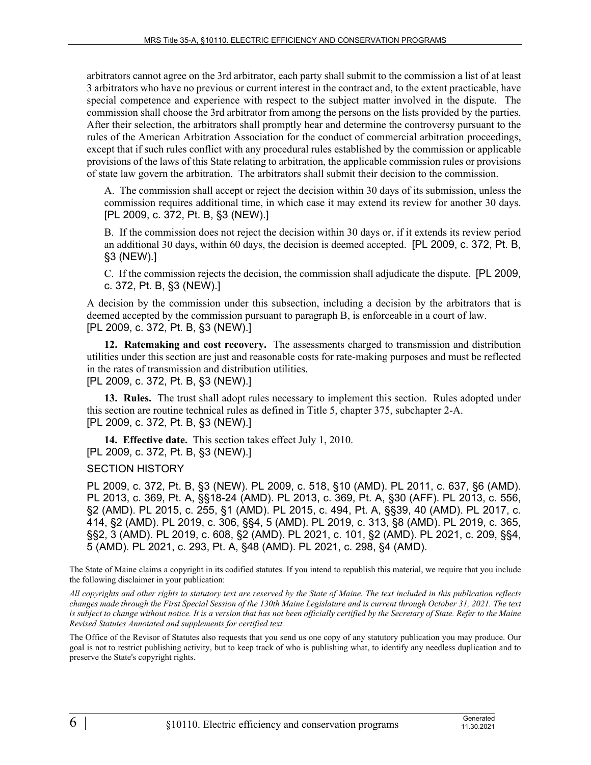arbitrators cannot agree on the 3rd arbitrator, each party shall submit to the commission a list of at least 3 arbitrators who have no previous or current interest in the contract and, to the extent practicable, have special competence and experience with respect to the subject matter involved in the dispute. The commission shall choose the 3rd arbitrator from among the persons on the lists provided by the parties. After their selection, the arbitrators shall promptly hear and determine the controversy pursuant to the rules of the American Arbitration Association for the conduct of commercial arbitration proceedings, except that if such rules conflict with any procedural rules established by the commission or applicable provisions of the laws of this State relating to arbitration, the applicable commission rules or provisions of state law govern the arbitration. The arbitrators shall submit their decision to the commission.

A. The commission shall accept or reject the decision within 30 days of its submission, unless the commission requires additional time, in which case it may extend its review for another 30 days. [PL 2009, c. 372, Pt. B, §3 (NEW).]

B. If the commission does not reject the decision within 30 days or, if it extends its review period an additional 30 days, within 60 days, the decision is deemed accepted. [PL 2009, c. 372, Pt. B, §3 (NEW).]

C. If the commission rejects the decision, the commission shall adjudicate the dispute. [PL 2009, c. 372, Pt. B, §3 (NEW).]

A decision by the commission under this subsection, including a decision by the arbitrators that is deemed accepted by the commission pursuant to paragraph B, is enforceable in a court of law.
[PL 2009, c. 372, Pt. B, §3 (NEW).]

**12. Ratemaking and cost recovery.** The assessments charged to transmission and distribution utilities under this section are just and reasonable costs for rate-making purposes and must be reflected in the rates of transmission and distribution utilities.
[PL 2009, c. 372, Pt. B, §3 (NEW).]

**13. Rules.** The trust shall adopt rules necessary to implement this section. Rules adopted under this section are routine technical rules as defined in Title 5, chapter 375, subchapter 2-A.
[PL 2009, c. 372, Pt. B, §3 (NEW).]

**14. Effective date.** This section takes effect July 1, 2010.
[PL 2009, c. 372, Pt. B, §3 (NEW).]

SECTION HISTORY

PL 2009, c. 372, Pt. B, §3 (NEW). PL 2009, c. 518, §10 (AMD). PL 2011, c. 637, §6 (AMD). PL 2013, c. 369, Pt. A, §§18-24 (AMD). PL 2013, c. 369, Pt. A, §30 (AFF). PL 2013, c. 556, §2 (AMD). PL 2015, c. 255, §1 (AMD). PL 2015, c. 494, Pt. A, §§39, 40 (AMD). PL 2017, c. 414, §2 (AMD). PL 2019, c. 306, §§4, 5 (AMD). PL 2019, c. 313, §8 (AMD). PL 2019, c. 365, §§2, 3 (AMD). PL 2019, c. 608, §2 (AMD). PL 2021, c. 101, §2 (AMD). PL 2021, c. 209, §§4, 5 (AMD). PL 2021, c. 293, Pt. A, §48 (AMD). PL 2021, c. 298, §4 (AMD).

The State of Maine claims a copyright in its codified statutes. If you intend to republish this material, we require that you include the following disclaimer in your publication:

*All copyrights and other rights to statutory text are reserved by the State of Maine. The text included in this publication reflects changes made through the First Special Session of the 130th Maine Legislature and is current through October 31, 2021. The text is subject to change without notice. It is a version that has not been officially certified by the Secretary of State. Refer to the Maine Revised Statutes Annotated and supplements for certified text.*

The Office of the Revisor of Statutes also requests that you send us one copy of any statutory publication you may produce. Our goal is not to restrict publishing activity, but to keep track of who is publishing what, to identify any needless duplication and to preserve the State's copyright rights.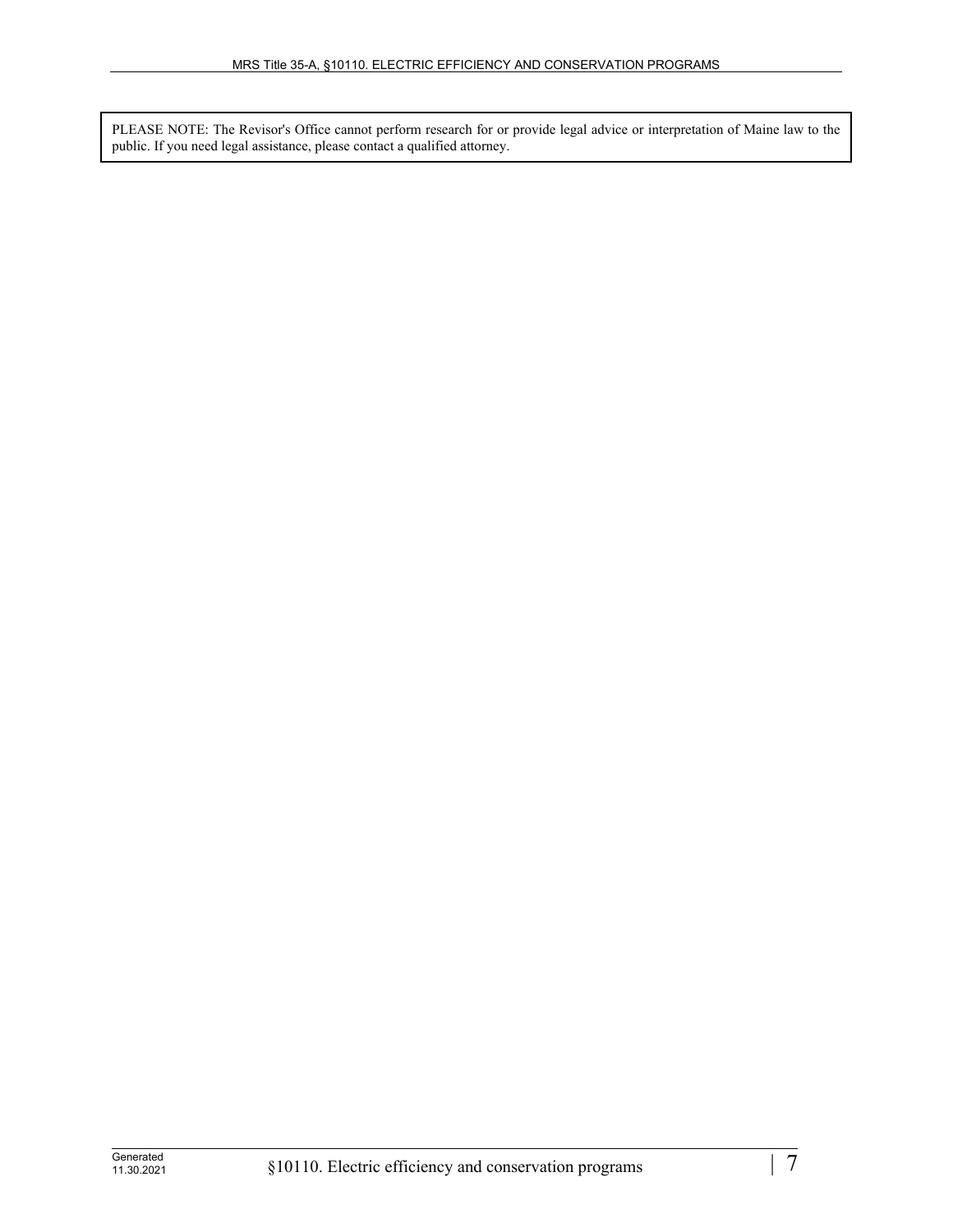PLEASE NOTE: The Revisor's Office cannot perform research for or provide legal advice or interpretation of Maine law to the public. If you need legal assistance, please contact a qualified attorney.